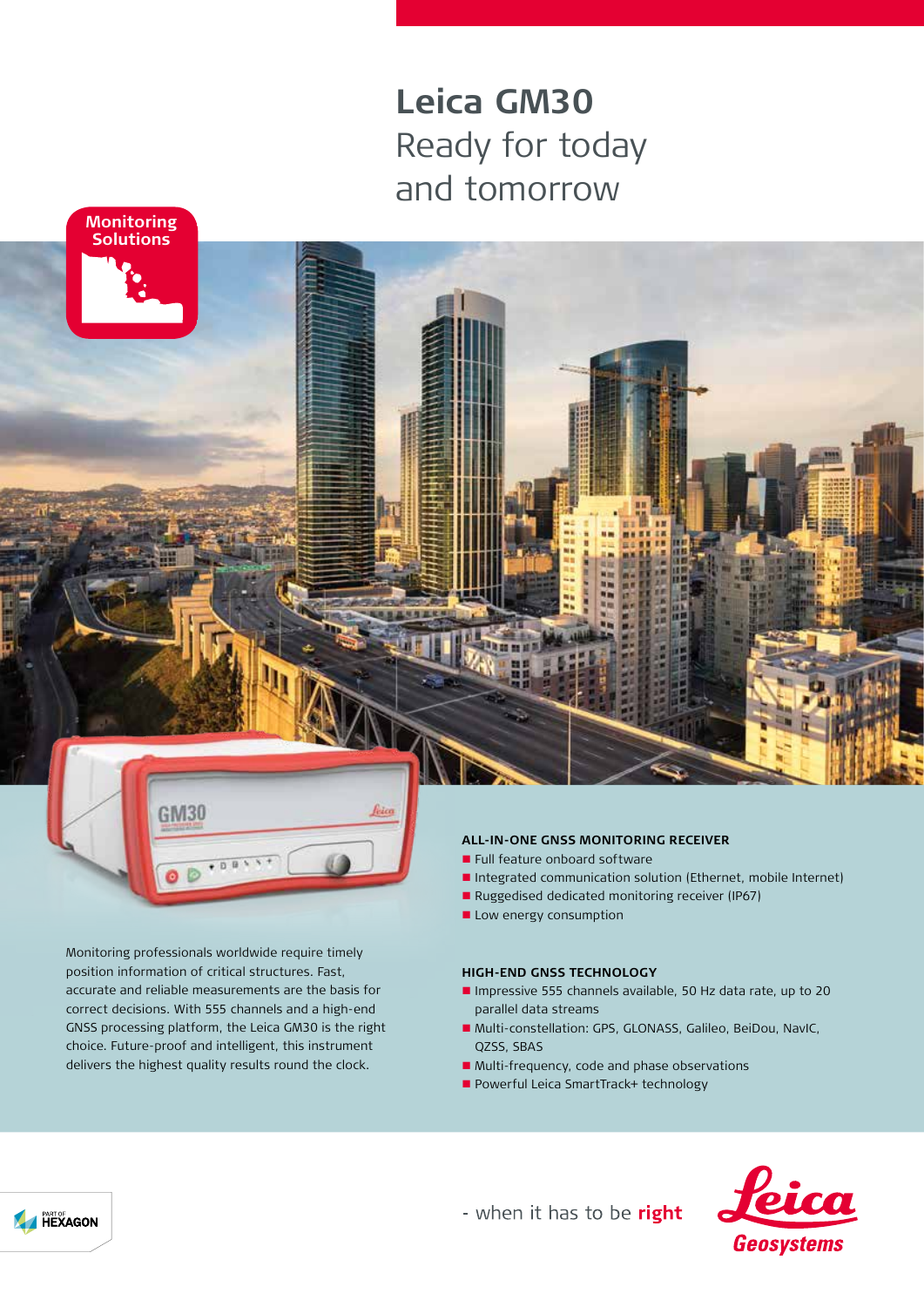# Leica GM30

Ready for today and tomorrow

Monitoring Solutions

Monitoring professionals worldwide require timely position information of critical structures. Fast, accurate and reliable measurements are the basis for correct decisions. With 555 channels and a high-end GNSS processing platform, the Leica GM30 is the right choice. Future-proof and intelligent, this instrument delivers the highest quality results round the clock.

### ALL-IN-ONE GNSS MONITORING RECEIVER

- Full feature onboard software
- Integrated communication solution (Ethernet, mobile Internet)
- Ruggedised dedicated monitoring receiver (IP67)
- Low energy consumption

### HIGH-END GNSS TECHNOLOGY

- Impressive 555 channels available, 50 Hz data rate, up to 20 parallel data streams
- Multi-constellation: GPS, GLONASS, Galileo, BeiDou, NavIC, QZSS, SBAS
- Multi-frequency, code and phase observations
- Powerful Leica SmartTrack+ technology

PART OF HEXAGON

- when it has to be **right**

Leica Geosystems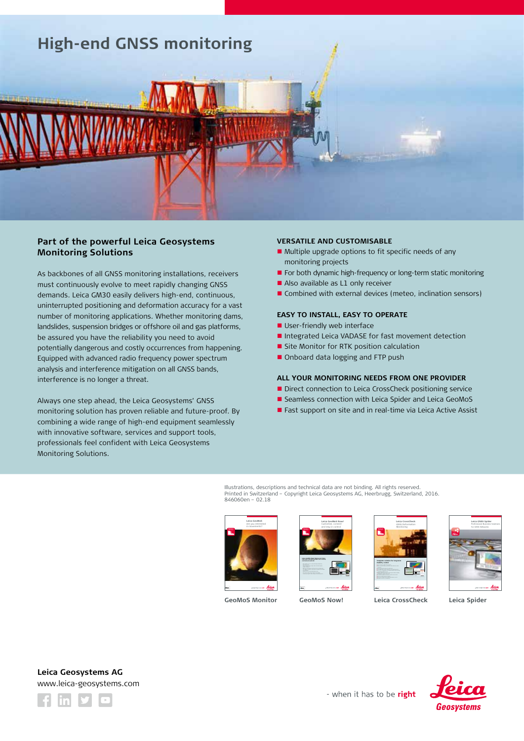# High-end GNSS monitoring

## Part of the powerful Leica Geosystems Monitoring Solutions

As backbones of all GNSS monitoring installations, receivers must continuously evolve to meet rapidly changing GNSS demands. Leica GM30 easily delivers high-end, continuous, uninterrupted positioning and deformation accuracy for a vast number of monitoring applications. Whether monitoring dams, landslides, suspension bridges or offshore oil and gas platforms, be assured you have the reliability you need to avoid potentially dangerous and costly occurrences from happening. Equipped with advanced radio frequency power spectrum analysis and interference mitigation on all GNSS bands, interference is no longer a threat.

Always one step ahead, the Leica Geosystems' GNSS monitoring solution has proven reliable and future-proof. By combining a wide range of high-end equipment seamlessly with innovative software, services and support tools, professionals feel confident with Leica Geosystems Monitoring Solutions.

### VERSATILE AND CUSTOMISABLE

- Multiple upgrade options to fit specific needs of any monitoring projects
- For both dynamic high-frequency or long-term static monitoring
- Also available as L1 only receiver
- Combined with external devices (meteo, inclination sensors)

### EASY TO INSTALL, EASY TO OPERATE

- User-friendly web interface
- Integrated Leica VADASE for fast movement detection
- Site Monitor for RTK position calculation
- Onboard data logging and FTP push

### ALL YOUR MONITORING NEEDS FROM ONE PROVIDER

- Direct connection to Leica CrossCheck positioning service
- Seamless connection with Leica Spider and Leica GeoMoS
- Fast support on site and in real-time via Leica Active Assist

Illustrations, descriptions and technical data are not binding. All rights reserved.
Printed in Switzerland – Copyright Leica Geosystems AG, Heerbrugg, Switzerland, 2016.
846060en – 02.18

GeoMoS Monitor

GeoMoS Now!

Leica CrossCheck

Leica Spider

**Leica Geosystems AG**
www.leica-geosystems.com

- when it has to be **right**

Leica Geosystems